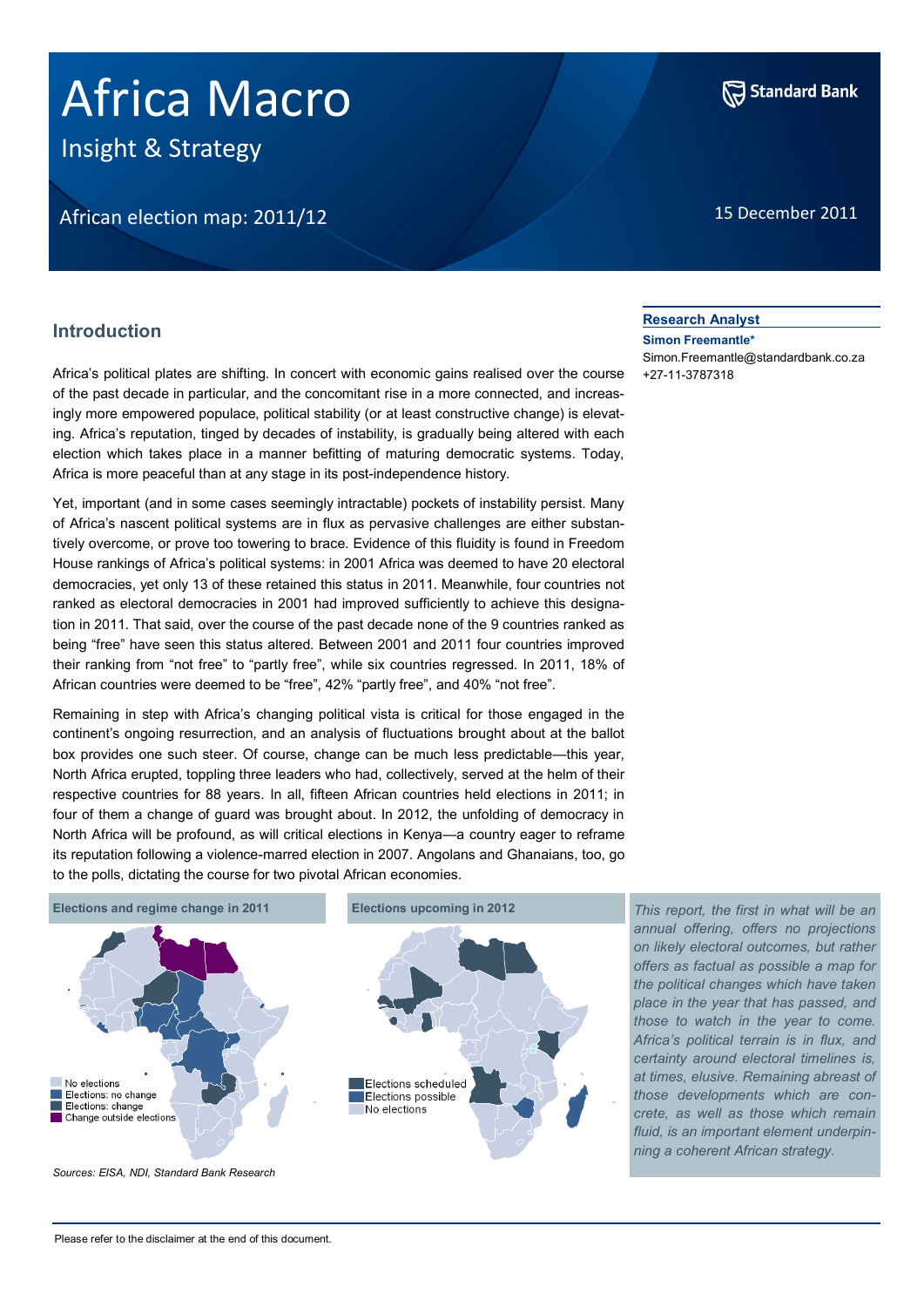# Africa Macro

Insight & Strategy

African election map: 2011/12

15 December 2011

**Research Analyst**

**Simon Freemantle***

Simon.Freemantle@standardbank.co.za

+27-11-3787318

## Introduction

Africa's political plates are shifting. In concert with economic gains realised over the course of the past decade in particular, and the concomitant rise in a more connected, and increasingly more empowered populace, political stability (or at least constructive change) is elevating. Africa's reputation, tinged by decades of instability, is gradually being altered with each election which takes place in a manner befitting of maturing democratic systems. Today, Africa is more peaceful than at any stage in its post-independence history.

Yet, important (and in some cases seemingly intractable) pockets of instability persist. Many of Africa's nascent political systems are in flux as pervasive challenges are either substantively overcome, or prove too towering to brace. Evidence of this fluidity is found in Freedom House rankings of Africa's political systems: in 2001 Africa was deemed to have 20 electoral democracies, yet only 13 of these retained this status in 2011. Meanwhile, four countries not ranked as electoral democracies in 2001 had improved sufficiently to achieve this designation in 2011. That said, over the course of the past decade none of the 9 countries ranked as being "free" have seen this status altered. Between 2001 and 2011 four countries improved their ranking from "not free" to "partly free", while six countries regressed. In 2011, 18% of African countries were deemed to be "free", 42% "partly free", and 40% "not free".

Remaining in step with Africa's changing political vista is critical for those engaged in the continent's ongoing resurrection, and an analysis of fluctuations brought about at the ballot box provides one such steer. Of course, change can be much less predictable—this year, North Africa erupted, toppling three leaders who had, collectively, served at the helm of their respective countries for 88 years. In all, fifteen African countries held elections in 2011; in four of them a change of guard was brought about. In 2012, the unfolding of democracy in North Africa will be profound, as will critical elections in Kenya—a country eager to reframe its reputation following a violence-marred election in 2007. Angolans and Ghanaians, too, go to the polls, dictating the course for two pivotal African economies.

**Elections and regime change in 2011**

- No elections
- Elections: no change
- Elections: change
- Change outside elections

**Elections upcoming in 2012**

- Elections scheduled
- Elections possible
- No elections

*Sources: EISA, NDI, Standard Bank Research*

*This report, the first in what will be an annual offering, offers no projections on likely electoral outcomes, but rather offers as factual as possible a map for the political changes which have taken place in the year that has passed, and those to watch in the year to come. Africa's political terrain is in flux, and certainty around electoral timelines is, at times, elusive. Remaining abreast of those developments which are concrete, as well as those which remain fluid, is an important element underpinning a coherent African strategy.*

Please refer to the disclaimer at the end of this document.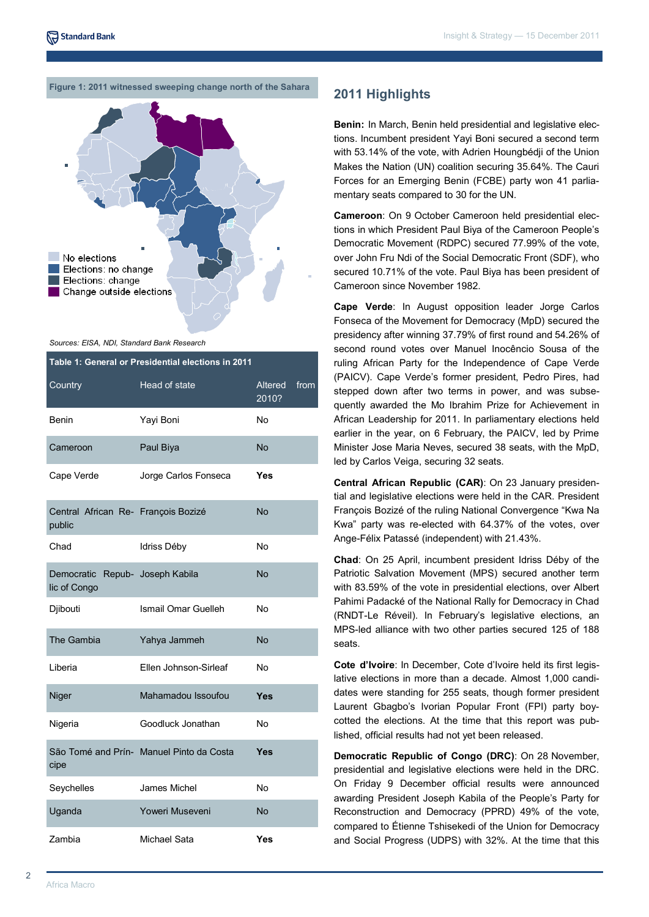**Figure 1: 2011 witnessed sweeping change north of the Sahara**

No elections
Elections: no change
Elections: change
Change outside elections

*Sources: EISA, NDI, Standard Bank Research*

**Table 1: General or Presidential elections in 2011**

| Country | Head of state | Altered from 2010? |
|---|---|---|
| Benin | Yayi Boni | No |
| Cameroon | Paul Biya | No |
| Cape Verde | Jorge Carlos Fonseca | **Yes** |
| Central African Republic | François Bozizé | No |
| Chad | Idriss Déby | No |
| Democratic Republic of Congo | Joseph Kabila | No |
| Djibouti | Ismail Omar Guelleh | No |
| The Gambia | Yahya Jammeh | No |
| Liberia | Ellen Johnson-Sirleaf | No |
| Niger | Mahamadou Issoufou | **Yes** |
| Nigeria | Goodluck Jonathan | No |
| São Tomé and Príncipe | Manuel Pinto da Costa | **Yes** |
| Seychelles | James Michel | No |
| Uganda | Yoweri Museveni | No |
| Zambia | Michael Sata | **Yes** |

## 2011 Highlights

**Benin:** In March, Benin held presidential and legislative elections. Incumbent president Yayi Boni secured a second term with 53.14% of the vote, with Adrien Houngbédji of the Union Makes the Nation (UN) coalition securing 35.64%. The Cauri Forces for an Emerging Benin (FCBE) party won 41 parliamentary seats compared to 30 for the UN.

**Cameroon**: On 9 October Cameroon held presidential elections in which President Paul Biya of the Cameroon People's Democratic Movement (RDPC) secured 77.99% of the vote, over John Fru Ndi of the Social Democratic Front (SDF), who secured 10.71% of the vote. Paul Biya has been president of Cameroon since November 1982.

**Cape Verde**: In August opposition leader Jorge Carlos Fonseca of the Movement for Democracy (MpD) secured the presidency after winning 37.79% of first round and 54.26% of second round votes over Manuel Inocêncio Sousa of the ruling African Party for the Independence of Cape Verde (PAICV). Cape Verde's former president, Pedro Pires, had stepped down after two terms in power, and was subsequently awarded the Mo Ibrahim Prize for Achievement in African Leadership for 2011. In parliamentary elections held earlier in the year, on 6 February, the PAICV, led by Prime Minister Jose Maria Neves, secured 38 seats, with the MpD, led by Carlos Veiga, securing 32 seats.

**Central African Republic (CAR)**: On 23 January presidential and legislative elections were held in the CAR. President François Bozizé of the ruling National Convergence "Kwa Na Kwa" party was re-elected with 64.37% of the votes, over Ange-Félix Patassé (independent) with 21.43%.

**Chad**: On 25 April, incumbent president Idriss Déby of the Patriotic Salvation Movement (MPS) secured another term with 83.59% of the vote in presidential elections, over Albert Pahimi Padacké of the National Rally for Democracy in Chad (RNDT-Le Réveil). In February's legislative elections, an MPS-led alliance with two other parties secured 125 of 188 seats.

**Cote d'Ivoire**: In December, Cote d'Ivoire held its first legislative elections in more than a decade. Almost 1,000 candidates were standing for 255 seats, though former president Laurent Gbagbo's Ivorian Popular Front (FPI) party boycotted the elections. At the time that this report was published, official results had not yet been released.

**Democratic Republic of Congo (DRC)**: On 28 November, presidential and legislative elections were held in the DRC. On Friday 9 December official results were announced awarding President Joseph Kabila of the People's Party for Reconstruction and Democracy (PPRD) 49% of the vote, compared to Étienne Tshisekedi of the Union for Democracy and Social Progress (UDPS) with 32%. At the time that this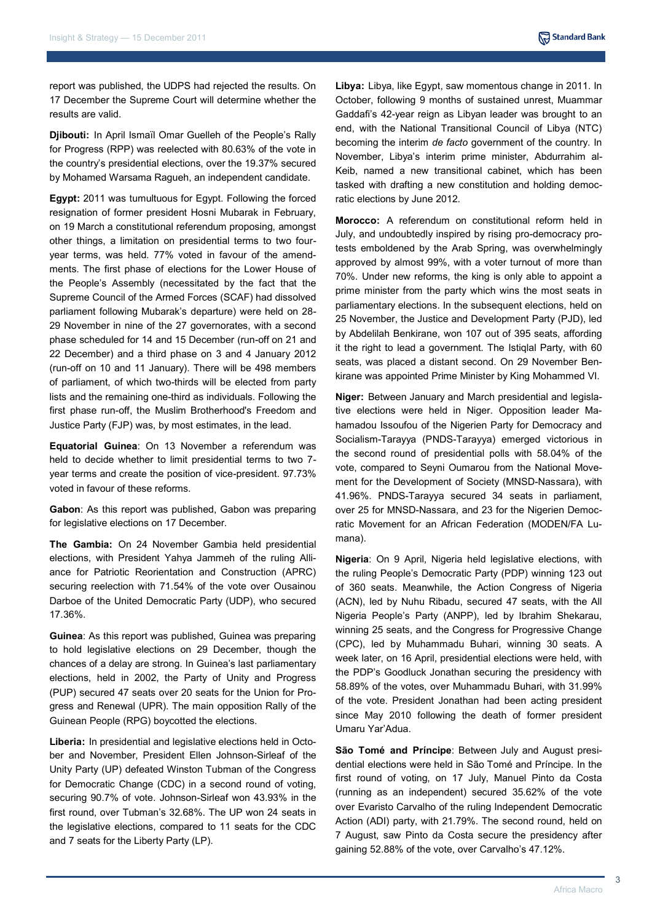report was published, the UDPS had rejected the results. On 17 December the Supreme Court will determine whether the results are valid.

**Djibouti:** In April Ismaïl Omar Guelleh of the People's Rally for Progress (RPP) was reelected with 80.63% of the vote in the country's presidential elections, over the 19.37% secured by Mohamed Warsama Ragueh, an independent candidate.

**Egypt:** 2011 was tumultuous for Egypt. Following the forced resignation of former president Hosni Mubarak in February, on 19 March a constitutional referendum proposing, amongst other things, a limitation on presidential terms to two four-year terms, was held. 77% voted in favour of the amendments. The first phase of elections for the Lower House of the People's Assembly (necessitated by the fact that the Supreme Council of the Armed Forces (SCAF) had dissolved parliament following Mubarak's departure) were held on 28-29 November in nine of the 27 governorates, with a second phase scheduled for 14 and 15 December (run-off on 21 and 22 December) and a third phase on 3 and 4 January 2012 (run-off on 10 and 11 January). There will be 498 members of parliament, of which two-thirds will be elected from party lists and the remaining one-third as individuals. Following the first phase run-off, the Muslim Brotherhood's Freedom and Justice Party (FJP) was, by most estimates, in the lead.

**Equatorial Guinea**: On 13 November a referendum was held to decide whether to limit presidential terms to two 7-year terms and create the position of vice-president. 97.73% voted in favour of these reforms.

**Gabon**: As this report was published, Gabon was preparing for legislative elections on 17 December.

**The Gambia:** On 24 November Gambia held presidential elections, with President Yahya Jammeh of the ruling Alliance for Patriotic Reorientation and Construction (APRC) securing reelection with 71.54% of the vote over Ousainou Darboe of the United Democratic Party (UDP), who secured 17.36%.

**Guinea**: As this report was published, Guinea was preparing to hold legislative elections on 29 December, though the chances of a delay are strong. In Guinea's last parliamentary elections, held in 2002, the Party of Unity and Progress (PUP) secured 47 seats over 20 seats for the Union for Progress and Renewal (UPR). The main opposition Rally of the Guinean People (RPG) boycotted the elections.

**Liberia:** In presidential and legislative elections held in October and November, President Ellen Johnson-Sirleaf of the Unity Party (UP) defeated Winston Tubman of the Congress for Democratic Change (CDC) in a second round of voting, securing 90.7% of vote. Johnson-Sirleaf won 43.93% in the first round, over Tubman's 32.68%. The UP won 24 seats in the legislative elections, compared to 11 seats for the CDC and 7 seats for the Liberty Party (LP).

**Libya:** Libya, like Egypt, saw momentous change in 2011. In October, following 9 months of sustained unrest, Muammar Gaddafi's 42-year reign as Libyan leader was brought to an end, with the National Transitional Council of Libya (NTC) becoming the interim *de facto* government of the country. In November, Libya's interim prime minister, Abdurrahim al-Keib, named a new transitional cabinet, which has been tasked with drafting a new constitution and holding democratic elections by June 2012.

**Morocco:** A referendum on constitutional reform held in July, and undoubtedly inspired by rising pro-democracy protests emboldened by the Arab Spring, was overwhelmingly approved by almost 99%, with a voter turnout of more than 70%. Under new reforms, the king is only able to appoint a prime minister from the party which wins the most seats in parliamentary elections. In the subsequent elections, held on 25 November, the Justice and Development Party (PJD), led by Abdelilah Benkirane, won 107 out of 395 seats, affording it the right to lead a government. The Istiqlal Party, with 60 seats, was placed a distant second. On 29 November Benkirane was appointed Prime Minister by King Mohammed VI.

**Niger:** Between January and March presidential and legislative elections were held in Niger. Opposition leader Mahamadou Issoufou of the Nigerien Party for Democracy and Socialism-Tarayya (PNDS-Tarayya) emerged victorious in the second round of presidential polls with 58.04% of the vote, compared to Seyni Oumarou from the National Movement for the Development of Society (MNSD-Nassara), with 41.96%. PNDS-Tarayya secured 34 seats in parliament, over 25 for MNSD-Nassara, and 23 for the Nigerien Democratic Movement for an African Federation (MODEN/FA Lumana).

**Nigeria**: On 9 April, Nigeria held legislative elections, with the ruling People's Democratic Party (PDP) winning 123 out of 360 seats. Meanwhile, the Action Congress of Nigeria (ACN), led by Nuhu Ribadu, secured 47 seats, with the All Nigeria People's Party (ANPP), led by Ibrahim Shekarau, winning 25 seats, and the Congress for Progressive Change (CPC), led by Muhammadu Buhari, winning 30 seats. A week later, on 16 April, presidential elections were held, with the PDP's Goodluck Jonathan securing the presidency with 58.89% of the votes, over Muhammadu Buhari, with 31.99% of the vote. President Jonathan had been acting president since May 2010 following the death of former president Umaru Yar'Adua.

**São Tomé and Príncipe**: Between July and August presidential elections were held in São Tomé and Príncipe. In the first round of voting, on 17 July, Manuel Pinto da Costa (running as an independent) secured 35.62% of the vote over Evaristo Carvalho of the ruling Independent Democratic Action (ADI) party, with 21.79%. The second round, held on 7 August, saw Pinto da Costa secure the presidency after gaining 52.88% of the vote, over Carvalho's 47.12%.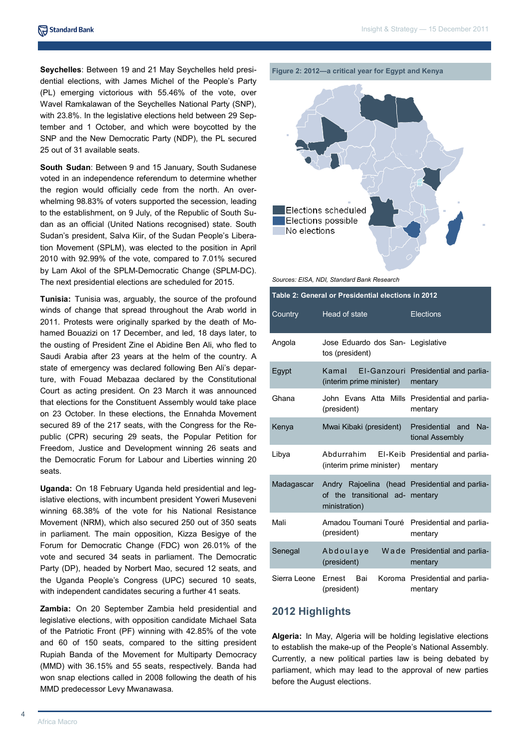**Seychelles**: Between 19 and 21 May Seychelles held presidential elections, with James Michel of the People's Party (PL) emerging victorious with 55.46% of the vote, over Wavel Ramkalawan of the Seychelles National Party (SNP), with 23.8%. In the legislative elections held between 29 September and 1 October, and which were boycotted by the SNP and the New Democratic Party (NDP), the PL secured 25 out of 31 available seats.

**South Sudan**: Between 9 and 15 January, South Sudanese voted in an independence referendum to determine whether the region would officially cede from the north. An overwhelming 98.83% of voters supported the secession, leading to the establishment, on 9 July, of the Republic of South Sudan as an official (United Nations recognised) state. South Sudan's president, Salva Kiir, of the Sudan People's Liberation Movement (SPLM), was elected to the position in April 2010 with 92.99% of the vote, compared to 7.01% secured by Lam Akol of the SPLM-Democratic Change (SPLM-DC). The next presidential elections are scheduled for 2015.

**Tunisia:** Tunisia was, arguably, the source of the profound winds of change that spread throughout the Arab world in 2011. Protests were originally sparked by the death of Mohamed Bouazizi on 17 December, and led, 18 days later, to the ousting of President Zine el Abidine Ben Ali, who fled to Saudi Arabia after 23 years at the helm of the country. A state of emergency was declared following Ben Ali's departure, with Fouad Mebazaa declared by the Constitutional Court as acting president. On 23 March it was announced that elections for the Constituent Assembly would take place on 23 October. In these elections, the Ennahda Movement secured 89 of the 217 seats, with the Congress for the Republic (CPR) securing 29 seats, the Popular Petition for Freedom, Justice and Development winning 26 seats and the Democratic Forum for Labour and Liberties winning 20 seats.

**Uganda:** On 18 February Uganda held presidential and legislative elections, with incumbent president Yoweri Museveni winning 68.38% of the vote for his National Resistance Movement (NRM), which also secured 250 out of 350 seats in parliament. The main opposition, Kizza Besigye of the Forum for Democratic Change (FDC) won 26.01% of the vote and secured 34 seats in parliament. The Democratic Party (DP), headed by Norbert Mao, secured 12 seats, and the Uganda People's Congress (UPC) secured 10 seats, with independent candidates securing a further 41 seats.

**Zambia:** On 20 September Zambia held presidential and legislative elections, with opposition candidate Michael Sata of the Patriotic Front (PF) winning 42.85% of the vote and 60 of 150 seats, compared to the sitting president Rupiah Banda of the Movement for Multiparty Democracy (MMD) with 36.15% and 55 seats, respectively. Banda had won snap elections called in 2008 following the death of his MMD predecessor Levy Mwanawasa.

**Figure 2: 2012—a critical year for Egypt and Kenya**

Elections scheduled
Elections possible
No elections

*Sources: EISA, NDI, Standard Bank Research*

**Table 2: General or Presidential elections in 2012**

| Country | Head of state | Elections |
|---|---|---|
| Angola | Jose Eduardo dos Santos (president) | Legislative |
| Egypt | Kamal El-Ganzouri (interim prime minister) | Presidential and parliamentary |
| Ghana | John Evans Atta Mills (president) | Presidential and parliamentary |
| Kenya | Mwai Kibaki (president) | Presidential and National Assembly |
| Libya | Abdurrahim El-Keib (interim prime minister) | Presidential and parliamentary |
| Madagascar | Andry Rajoelina (head of the transitional administration) | Presidential and parliamentary |
| Mali | Amadou Toumani Touré (president) | Presidential and parliamentary |
| Senegal | Abdoulaye Wade (president) | Presidential and parliamentary |
| Sierra Leone | Ernest Bai Koroma (president) | Presidential and parliamentary |

## 2012 Highlights

**Algeria:** In May, Algeria will be holding legislative elections to establish the make-up of the People's National Assembly. Currently, a new political parties law is being debated by parliament, which may lead to the approval of new parties before the August elections.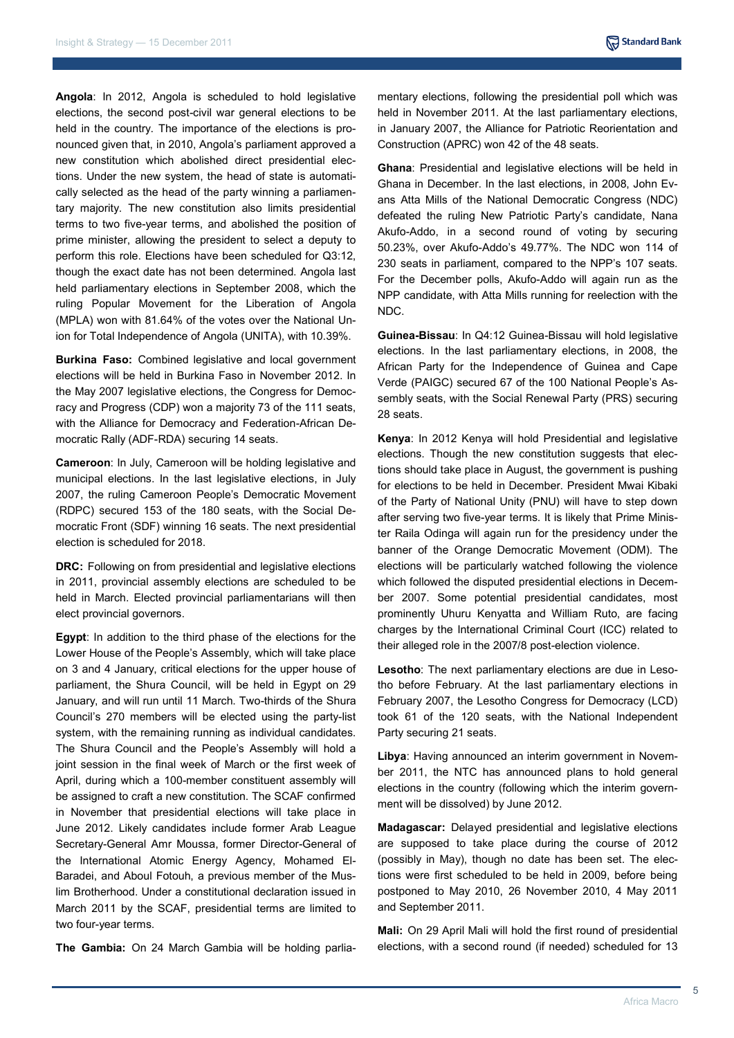**Angola**: In 2012, Angola is scheduled to hold legislative elections, the second post-civil war general elections to be held in the country. The importance of the elections is pronounced given that, in 2010, Angola's parliament approved a new constitution which abolished direct presidential elections. Under the new system, the head of state is automatically selected as the head of the party winning a parliamentary majority. The new constitution also limits presidential terms to two five-year terms, and abolished the position of prime minister, allowing the president to select a deputy to perform this role. Elections have been scheduled for Q3:12, though the exact date has not been determined. Angola last held parliamentary elections in September 2008, which the ruling Popular Movement for the Liberation of Angola (MPLA) won with 81.64% of the votes over the National Union for Total Independence of Angola (UNITA), with 10.39%.

**Burkina Faso:** Combined legislative and local government elections will be held in Burkina Faso in November 2012. In the May 2007 legislative elections, the Congress for Democracy and Progress (CDP) won a majority 73 of the 111 seats, with the Alliance for Democracy and Federation-African Democratic Rally (ADF-RDA) securing 14 seats.

**Cameroon**: In July, Cameroon will be holding legislative and municipal elections. In the last legislative elections, in July 2007, the ruling Cameroon People's Democratic Movement (RDPC) secured 153 of the 180 seats, with the Social Democratic Front (SDF) winning 16 seats. The next presidential election is scheduled for 2018.

**DRC:** Following on from presidential and legislative elections in 2011, provincial assembly elections are scheduled to be held in March. Elected provincial parliamentarians will then elect provincial governors.

**Egypt**: In addition to the third phase of the elections for the Lower House of the People's Assembly, which will take place on 3 and 4 January, critical elections for the upper house of parliament, the Shura Council, will be held in Egypt on 29 January, and will run until 11 March. Two-thirds of the Shura Council's 270 members will be elected using the party-list system, with the remaining running as individual candidates. The Shura Council and the People's Assembly will hold a joint session in the final week of March or the first week of April, during which a 100-member constituent assembly will be assigned to craft a new constitution. The SCAF confirmed in November that presidential elections will take place in June 2012. Likely candidates include former Arab League Secretary-General Amr Moussa, former Director-General of the International Atomic Energy Agency, Mohamed El-Baradei, and Aboul Fotouh, a previous member of the Muslim Brotherhood. Under a constitutional declaration issued in March 2011 by the SCAF, presidential terms are limited to two four-year terms.

**The Gambia:** On 24 March Gambia will be holding parliamentary elections, following the presidential poll which was held in November 2011. At the last parliamentary elections, in January 2007, the Alliance for Patriotic Reorientation and Construction (APRC) won 42 of the 48 seats.

**Ghana**: Presidential and legislative elections will be held in Ghana in December. In the last elections, in 2008, John Evans Atta Mills of the National Democratic Congress (NDC) defeated the ruling New Patriotic Party's candidate, Nana Akufo-Addo, in a second round of voting by securing 50.23%, over Akufo-Addo's 49.77%. The NDC won 114 of 230 seats in parliament, compared to the NPP's 107 seats. For the December polls, Akufo-Addo will again run as the NPP candidate, with Atta Mills running for reelection with the NDC.

**Guinea-Bissau**: In Q4:12 Guinea-Bissau will hold legislative elections. In the last parliamentary elections, in 2008, the African Party for the Independence of Guinea and Cape Verde (PAIGC) secured 67 of the 100 National People's Assembly seats, with the Social Renewal Party (PRS) securing 28 seats.

**Kenya**: In 2012 Kenya will hold Presidential and legislative elections. Though the new constitution suggests that elections should take place in August, the government is pushing for elections to be held in December. President Mwai Kibaki of the Party of National Unity (PNU) will have to step down after serving two five-year terms. It is likely that Prime Minister Raila Odinga will again run for the presidency under the banner of the Orange Democratic Movement (ODM). The elections will be particularly watched following the violence which followed the disputed presidential elections in December 2007. Some potential presidential candidates, most prominently Uhuru Kenyatta and William Ruto, are facing charges by the International Criminal Court (ICC) related to their alleged role in the 2007/8 post-election violence.

**Lesotho**: The next parliamentary elections are due in Lesotho before February. At the last parliamentary elections in February 2007, the Lesotho Congress for Democracy (LCD) took 61 of the 120 seats, with the National Independent Party securing 21 seats.

**Libya**: Having announced an interim government in November 2011, the NTC has announced plans to hold general elections in the country (following which the interim government will be dissolved) by June 2012.

**Madagascar:** Delayed presidential and legislative elections are supposed to take place during the course of 2012 (possibly in May), though no date has been set. The elections were first scheduled to be held in 2009, before being postponed to May 2010, 26 November 2010, 4 May 2011 and September 2011.

**Mali:** On 29 April Mali will hold the first round of presidential elections, with a second round (if needed) scheduled for 13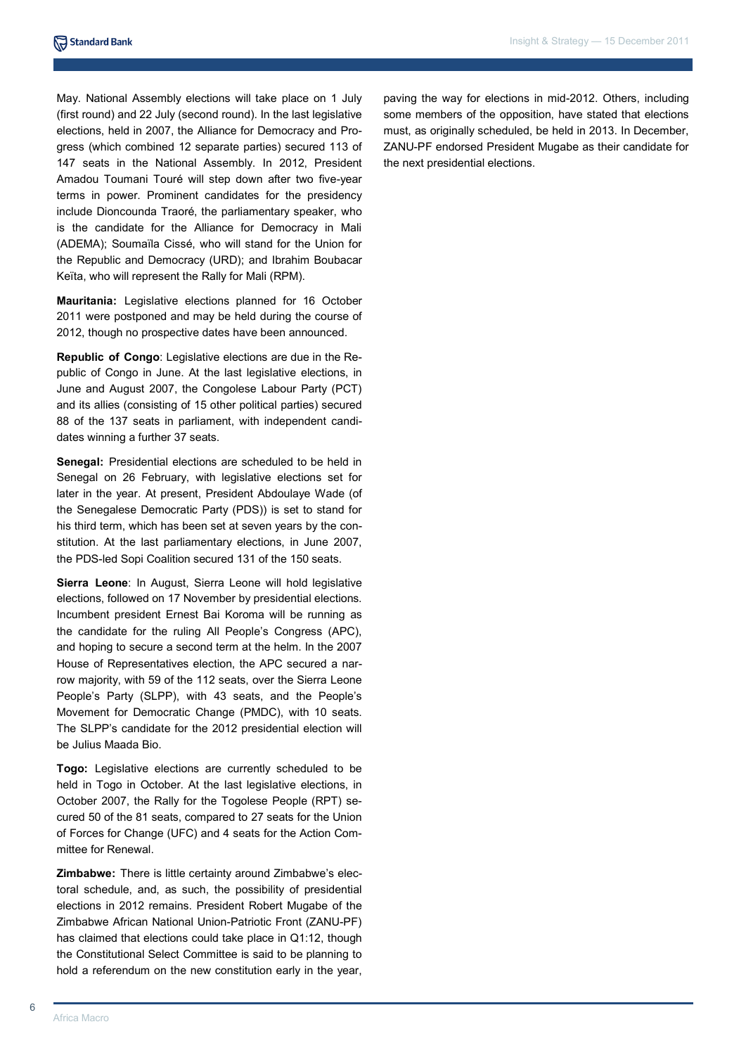May. National Assembly elections will take place on 1 July (first round) and 22 July (second round). In the last legislative elections, held in 2007, the Alliance for Democracy and Progress (which combined 12 separate parties) secured 113 of 147 seats in the National Assembly. In 2012, President Amadou Toumani Touré will step down after two five-year terms in power. Prominent candidates for the presidency include Dioncounda Traoré, the parliamentary speaker, who is the candidate for the Alliance for Democracy in Mali (ADEMA); Soumaïla Cissé, who will stand for the Union for the Republic and Democracy (URD); and Ibrahim Boubacar Keïta, who will represent the Rally for Mali (RPM).

**Mauritania:** Legislative elections planned for 16 October 2011 were postponed and may be held during the course of 2012, though no prospective dates have been announced.

**Republic of Congo**: Legislative elections are due in the Republic of Congo in June. At the last legislative elections, in June and August 2007, the Congolese Labour Party (PCT) and its allies (consisting of 15 other political parties) secured 88 of the 137 seats in parliament, with independent candidates winning a further 37 seats.

**Senegal:** Presidential elections are scheduled to be held in Senegal on 26 February, with legislative elections set for later in the year. At present, President Abdoulaye Wade (of the Senegalese Democratic Party (PDS)) is set to stand for his third term, which has been set at seven years by the constitution. At the last parliamentary elections, in June 2007, the PDS-led Sopi Coalition secured 131 of the 150 seats.

**Sierra Leone**: In August, Sierra Leone will hold legislative elections, followed on 17 November by presidential elections. Incumbent president Ernest Bai Koroma will be running as the candidate for the ruling All People's Congress (APC), and hoping to secure a second term at the helm. In the 2007 House of Representatives election, the APC secured a narrow majority, with 59 of the 112 seats, over the Sierra Leone People's Party (SLPP), with 43 seats, and the People's Movement for Democratic Change (PMDC), with 10 seats. The SLPP's candidate for the 2012 presidential election will be Julius Maada Bio.

**Togo:** Legislative elections are currently scheduled to be held in Togo in October. At the last legislative elections, in October 2007, the Rally for the Togolese People (RPT) secured 50 of the 81 seats, compared to 27 seats for the Union of Forces for Change (UFC) and 4 seats for the Action Committee for Renewal.

**Zimbabwe:** There is little certainty around Zimbabwe's electoral schedule, and, as such, the possibility of presidential elections in 2012 remains. President Robert Mugabe of the Zimbabwe African National Union-Patriotic Front (ZANU-PF) has claimed that elections could take place in Q1:12, though the Constitutional Select Committee is said to be planning to hold a referendum on the new constitution early in the year, paving the way for elections in mid-2012. Others, including some members of the opposition, have stated that elections must, as originally scheduled, be held in 2013. In December, ZANU-PF endorsed President Mugabe as their candidate for the next presidential elections.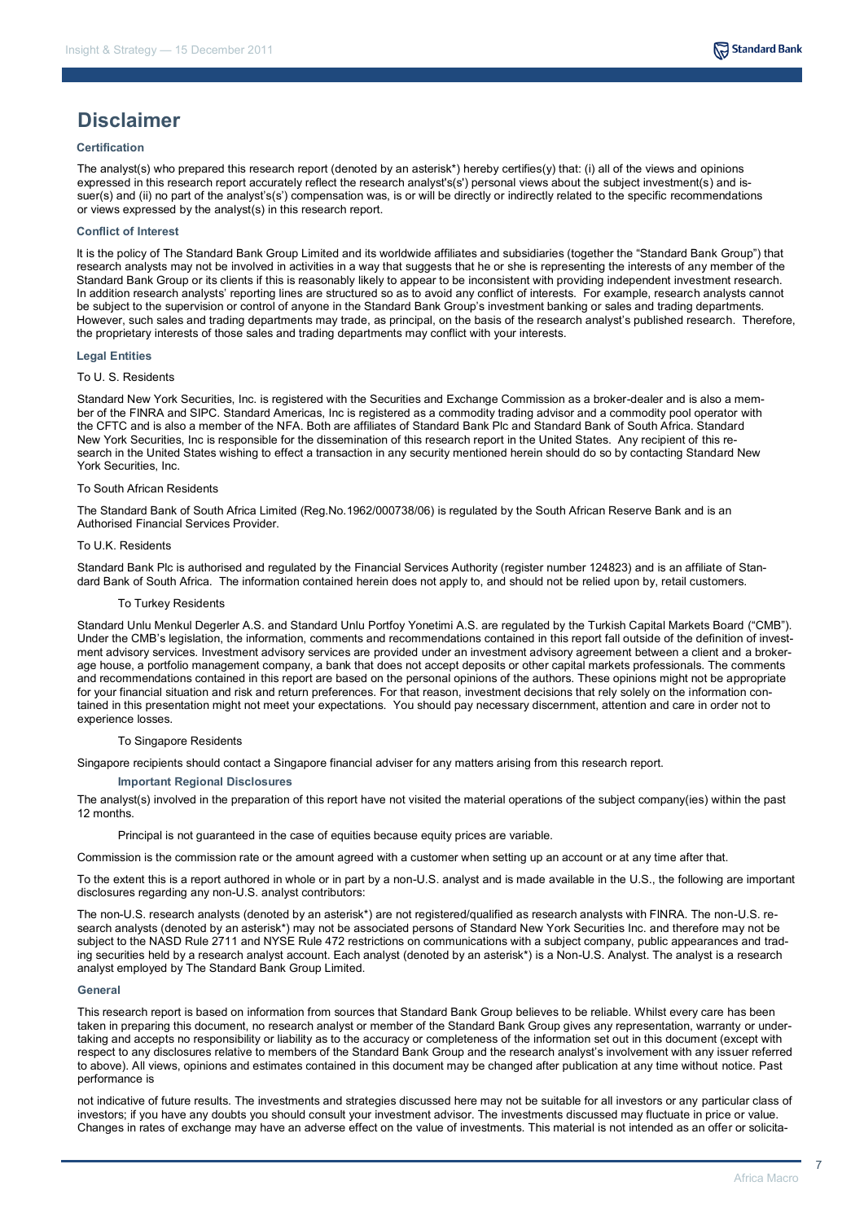# Disclaimer

### Certification

The analyst(s) who prepared this research report (denoted by an asterisk*) hereby certifies(y) that: (i) all of the views and opinions expressed in this research report accurately reflect the research analyst's(s') personal views about the subject investment(s) and issuer(s) and (ii) no part of the analyst's(s') compensation was, is or will be directly or indirectly related to the specific recommendations or views expressed by the analyst(s) in this research report.

### Conflict of Interest

It is the policy of The Standard Bank Group Limited and its worldwide affiliates and subsidiaries (together the "Standard Bank Group") that research analysts may not be involved in activities in a way that suggests that he or she is representing the interests of any member of the Standard Bank Group or its clients if this is reasonably likely to appear to be inconsistent with providing independent investment research. In addition research analysts' reporting lines are structured so as to avoid any conflict of interests. For example, research analysts cannot be subject to the supervision or control of anyone in the Standard Bank Group's investment banking or sales and trading departments. However, such sales and trading departments may trade, as principal, on the basis of the research analyst's published research. Therefore, the proprietary interests of those sales and trading departments may conflict with your interests.

### Legal Entities

To U. S. Residents

Standard New York Securities, Inc. is registered with the Securities and Exchange Commission as a broker-dealer and is also a member of the FINRA and SIPC. Standard Americas, Inc is registered as a commodity trading advisor and a commodity pool operator with the CFTC and is also a member of the NFA. Both are affiliates of Standard Bank Plc and Standard Bank of South Africa. Standard New York Securities, Inc is responsible for the dissemination of this research report in the United States. Any recipient of this research in the United States wishing to effect a transaction in any security mentioned herein should do so by contacting Standard New York Securities, Inc.

To South African Residents

The Standard Bank of South Africa Limited (Reg.No.1962/000738/06) is regulated by the South African Reserve Bank and is an Authorised Financial Services Provider.

To U.K. Residents

Standard Bank Plc is authorised and regulated by the Financial Services Authority (register number 124823) and is an affiliate of Standard Bank of South Africa. The information contained herein does not apply to, and should not be relied upon by, retail customers.

To Turkey Residents

Standard Unlu Menkul Degerler A.S. and Standard Unlu Portfoy Yonetimi A.S. are regulated by the Turkish Capital Markets Board ("CMB"). Under the CMB's legislation, the information, comments and recommendations contained in this report fall outside of the definition of investment advisory services. Investment advisory services are provided under an investment advisory agreement between a client and a brokerage house, a portfolio management company, a bank that does not accept deposits or other capital markets professionals. The comments and recommendations contained in this report are based on the personal opinions of the authors. These opinions might not be appropriate for your financial situation and risk and return preferences. For that reason, investment decisions that rely solely on the information contained in this presentation might not meet your expectations. You should pay necessary discernment, attention and care in order not to experience losses.

To Singapore Residents

Singapore recipients should contact a Singapore financial adviser for any matters arising from this research report.

### Important Regional Disclosures

The analyst(s) involved in the preparation of this report have not visited the material operations of the subject company(ies) within the past 12 months.

Principal is not guaranteed in the case of equities because equity prices are variable.

Commission is the commission rate or the amount agreed with a customer when setting up an account or at any time after that.

To the extent this is a report authored in whole or in part by a non-U.S. analyst and is made available in the U.S., the following are important disclosures regarding any non-U.S. analyst contributors:

The non-U.S. research analysts (denoted by an asterisk*) are not registered/qualified as research analysts with FINRA. The non-U.S. research analysts (denoted by an asterisk*) may not be associated persons of Standard New York Securities Inc. and therefore may not be subject to the NASD Rule 2711 and NYSE Rule 472 restrictions on communications with a subject company, public appearances and trading securities held by a research analyst account. Each analyst (denoted by an asterisk*) is a Non-U.S. Analyst. The analyst is a research analyst employed by The Standard Bank Group Limited.

### General

This research report is based on information from sources that Standard Bank Group believes to be reliable. Whilst every care has been taken in preparing this document, no research analyst or member of the Standard Bank Group gives any representation, warranty or undertaking and accepts no responsibility or liability as to the accuracy or completeness of the information set out in this document (except with respect to any disclosures relative to members of the Standard Bank Group and the research analyst's involvement with any issuer referred to above). All views, opinions and estimates contained in this document may be changed after publication at any time without notice. Past performance is

not indicative of future results. The investments and strategies discussed here may not be suitable for all investors or any particular class of investors; if you have any doubts you should consult your investment advisor. The investments discussed may fluctuate in price or value. Changes in rates of exchange may have an adverse effect on the value of investments. This material is not intended as an offer or solicita-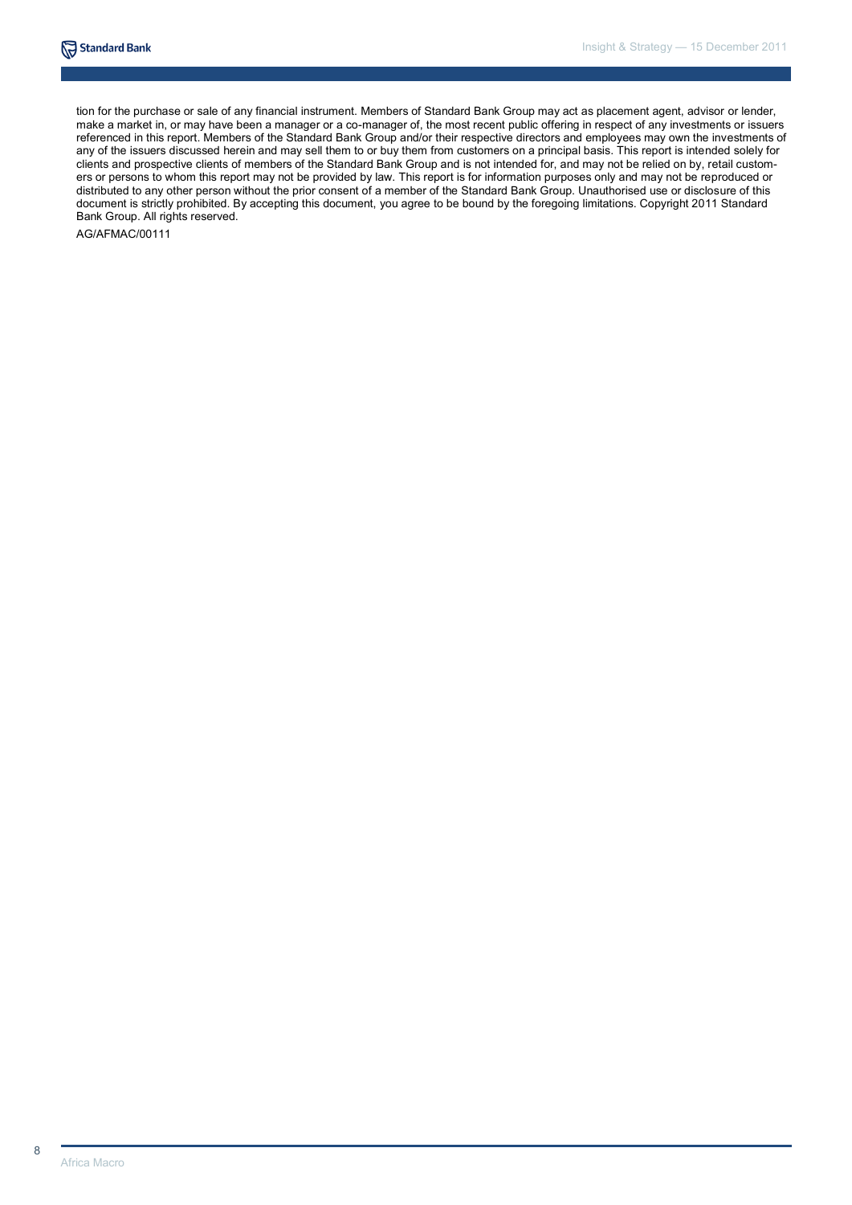tion for the purchase or sale of any financial instrument. Members of Standard Bank Group may act as placement agent, advisor or lender, make a market in, or may have been a manager or a co-manager of, the most recent public offering in respect of any investments or issuers referenced in this report. Members of the Standard Bank Group and/or their respective directors and employees may own the investments of any of the issuers discussed herein and may sell them to or buy them from customers on a principal basis. This report is intended solely for clients and prospective clients of members of the Standard Bank Group and is not intended for, and may not be relied on by, retail customers or persons to whom this report may not be provided by law. This report is for information purposes only and may not be reproduced or distributed to any other person without the prior consent of a member of the Standard Bank Group. Unauthorised use or disclosure of this document is strictly prohibited. By accepting this document, you agree to be bound by the foregoing limitations. Copyright 2011 Standard Bank Group. All rights reserved.

AG/AFMAC/00111